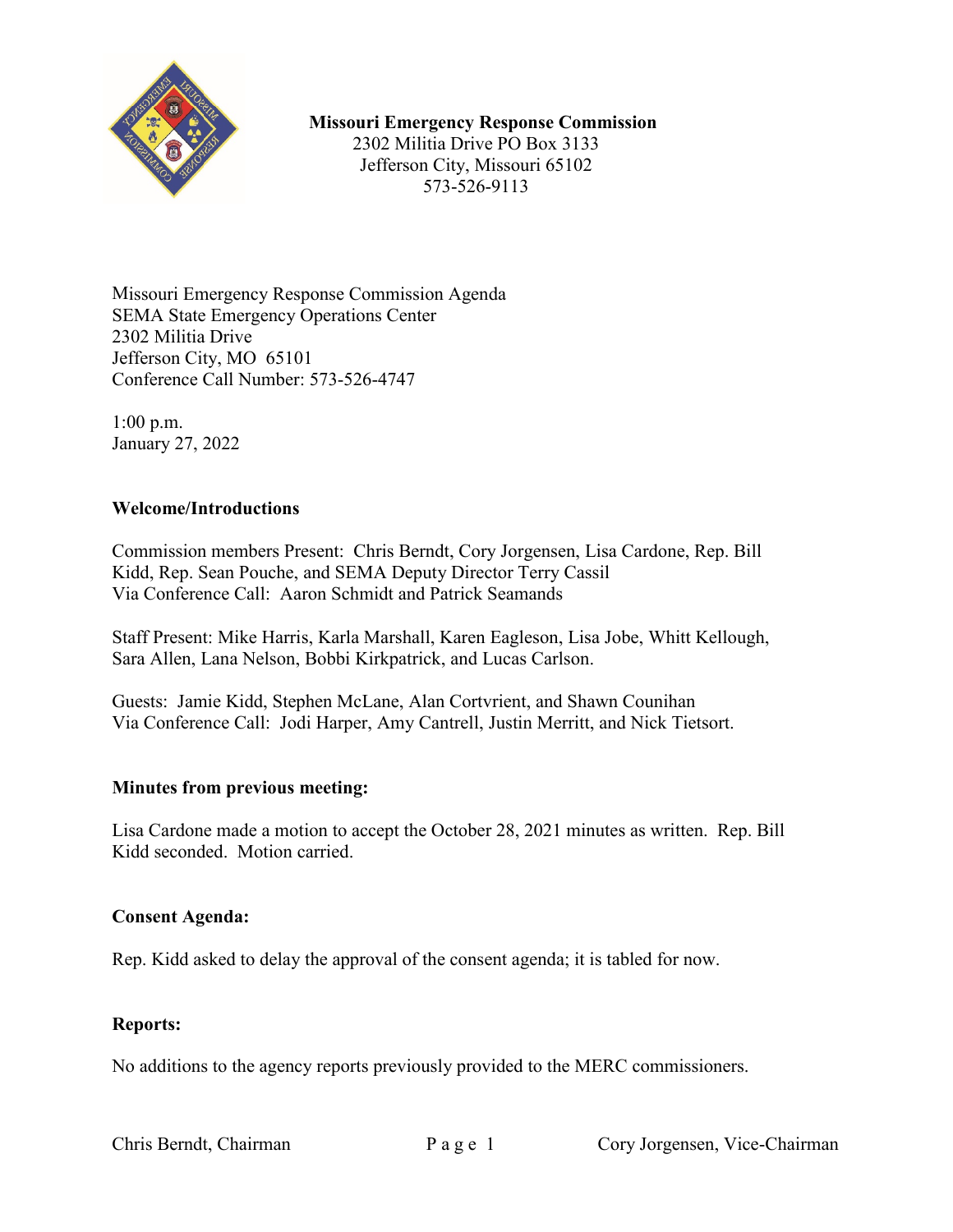**Missouri Emergency Response Commission**
2302 Militia Drive PO Box 3133
Jefferson City, Missouri 65102
573-526-9113

Missouri Emergency Response Commission Agenda
SEMA State Emergency Operations Center
2302 Militia Drive
Jefferson City, MO 65101
Conference Call Number: 573-526-4747

1:00 p.m.
January 27, 2022

**Welcome/Introductions**

Commission members Present: Chris Berndt, Cory Jorgensen, Lisa Cardone, Rep. Bill Kidd, Rep. Sean Pouche, and SEMA Deputy Director Terry Cassil
Via Conference Call: Aaron Schmidt and Patrick Seamands

Staff Present: Mike Harris, Karla Marshall, Karen Eagleson, Lisa Jobe, Whitt Kellough, Sara Allen, Lana Nelson, Bobbi Kirkpatrick, and Lucas Carlson.

Guests: Jamie Kidd, Stephen McLane, Alan Cortvrient, and Shawn Counihan
Via Conference Call: Jodi Harper, Amy Cantrell, Justin Merritt, and Nick Tietsort.

**Minutes from previous meeting:**

Lisa Cardone made a motion to accept the October 28, 2021 minutes as written. Rep. Bill Kidd seconded. Motion carried.

**Consent Agenda:**

Rep. Kidd asked to delay the approval of the consent agenda; it is tabled for now.

**Reports:**

No additions to the agency reports previously provided to the MERC commissioners.

Chris Berndt, Chairman Cory Jorgensen, Vice-Chairman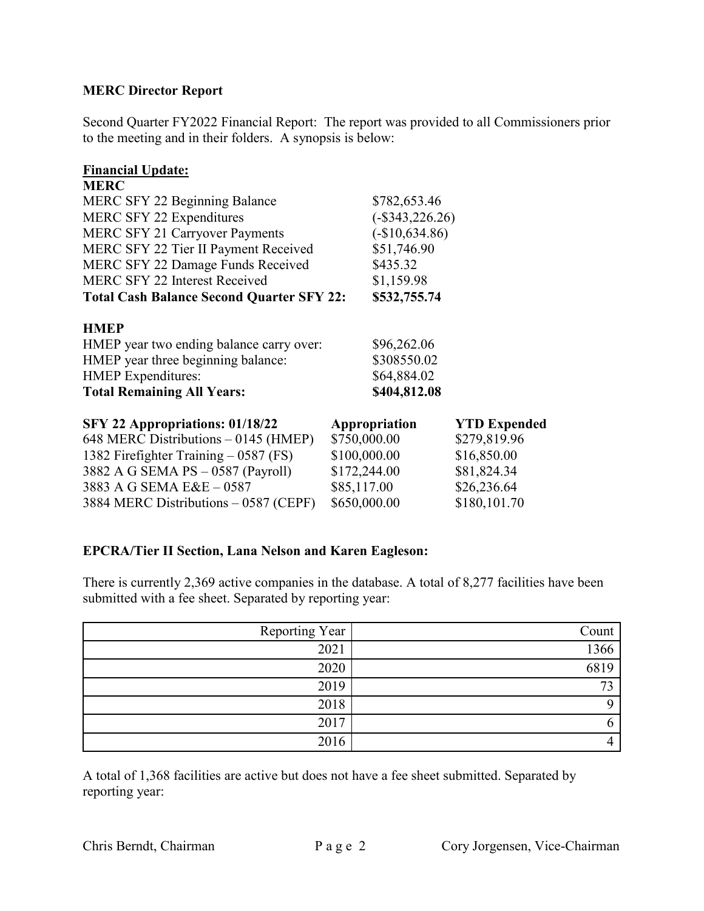**MERC Director Report**

Second Quarter FY2022 Financial Report: The report was provided to all Commissioners prior to the meeting and in their folders. A synopsis is below:

**Financial Update:**

**MERC**

| | |
|---|---|
| MERC SFY 22 Beginning Balance | $782,653.46 |
| MERC SFY 22 Expenditures | (-$343,226.26) |
| MERC SFY 21 Carryover Payments | (-$10,634.86) |
| MERC SFY 22 Tier II Payment Received | $51,746.90 |
| MERC SFY 22 Damage Funds Received | $435.32 |
| MERC SFY 22 Interest Received | $1,159.98 |
| **Total Cash Balance Second Quarter SFY 22:** | **$532,755.74** |

**HMEP**

| | |
|---|---|
| HMEP year two ending balance carry over: | $96,262.06 |
| HMEP year three beginning balance: | $308550.02 |
| HMEP Expenditures: | $64,884.02 |
| **Total Remaining All Years:** | **$404,812.08** |

| SFY 22 Appropriations: 01/18/22 | Appropriation | YTD Expended |
|---|---|---|
| 648 MERC Distributions – 0145 (HMEP) | $750,000.00 | $279,819.96 |
| 1382 Firefighter Training – 0587 (FS) | $100,000.00 | $16,850.00 |
| 3882 A G SEMA PS – 0587 (Payroll) | $172,244.00 | $81,824.34 |
| 3883 A G SEMA E&E – 0587 | $85,117.00 | $26,236.64 |
| 3884 MERC Distributions – 0587 (CEPF) | $650,000.00 | $180,101.70 |

**EPCRA/Tier II Section, Lana Nelson and Karen Eagleson:**

There is currently 2,369 active companies in the database. A total of 8,277 facilities have been submitted with a fee sheet. Separated by reporting year:

| Reporting Year | Count |
|---:|---:|
| 2021 | 1366 |
| 2020 | 6819 |
| 2019 | 73 |
| 2018 | 9 |
| 2017 | 6 |
| 2016 | 4 |

A total of 1,368 facilities are active but does not have a fee sheet submitted. Separated by reporting year: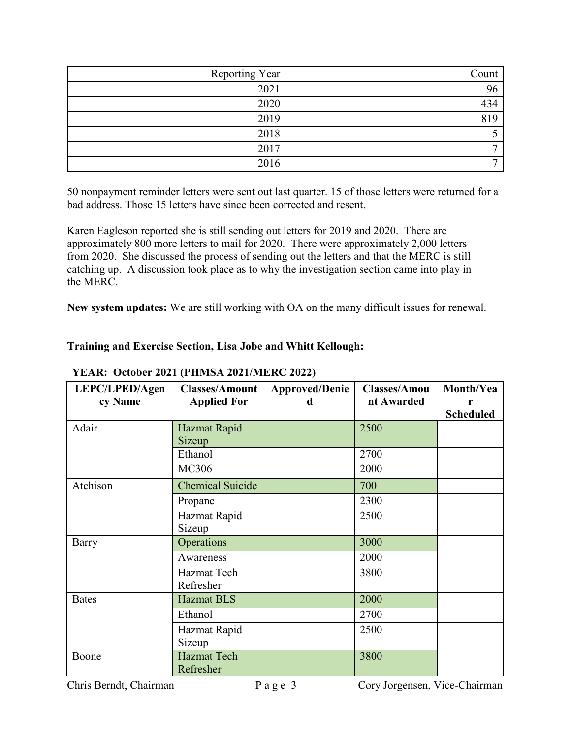| Reporting Year | Count |
|---:|---:|
| 2021 | 96 |
| 2020 | 434 |
| 2019 | 819 |
| 2018 | 5 |
| 2017 | 7 |
| 2016 | 7 |

50 nonpayment reminder letters were sent out last quarter. 15 of those letters were returned for a bad address. Those 15 letters have since been corrected and resent.

Karen Eagleson reported she is still sending out letters for 2019 and 2020. There are approximately 800 more letters to mail for 2020. There were approximately 2,000 letters from 2020. She discussed the process of sending out the letters and that the MERC is still catching up. A discussion took place as to why the investigation section came into play in the MERC.

**New system updates:** We are still working with OA on the many difficult issues for renewal.

**Training and Exercise Section, Lisa Jobe and Whitt Kellough:**

**YEAR: October 2021 (PHMSA 2021/MERC 2022)**

| LEPC/LPED/Agency Name | Classes/Amount Applied For | Approved/Denied | Classes/Amount Awarded | Month/Year Scheduled |
|---|---|---|---|---|
| Adair | Hazmat Rapid Sizeup | | 2500 | |
| | Ethanol | | 2700 | |
| | MC306 | | 2000 | |
| Atchison | Chemical Suicide | | 700 | |
| | Propane | | 2300 | |
| | Hazmat Rapid Sizeup | | 2500 | |
| Barry | Operations | | 3000 | |
| | Awareness | | 2000 | |
| | Hazmat Tech Refresher | | 3800 | |
| Bates | Hazmat BLS | | 2000 | |
| | Ethanol | | 2700 | |
| | Hazmat Rapid Sizeup | | 2500 | |
| Boone | Hazmat Tech Refresher | | 3800 | |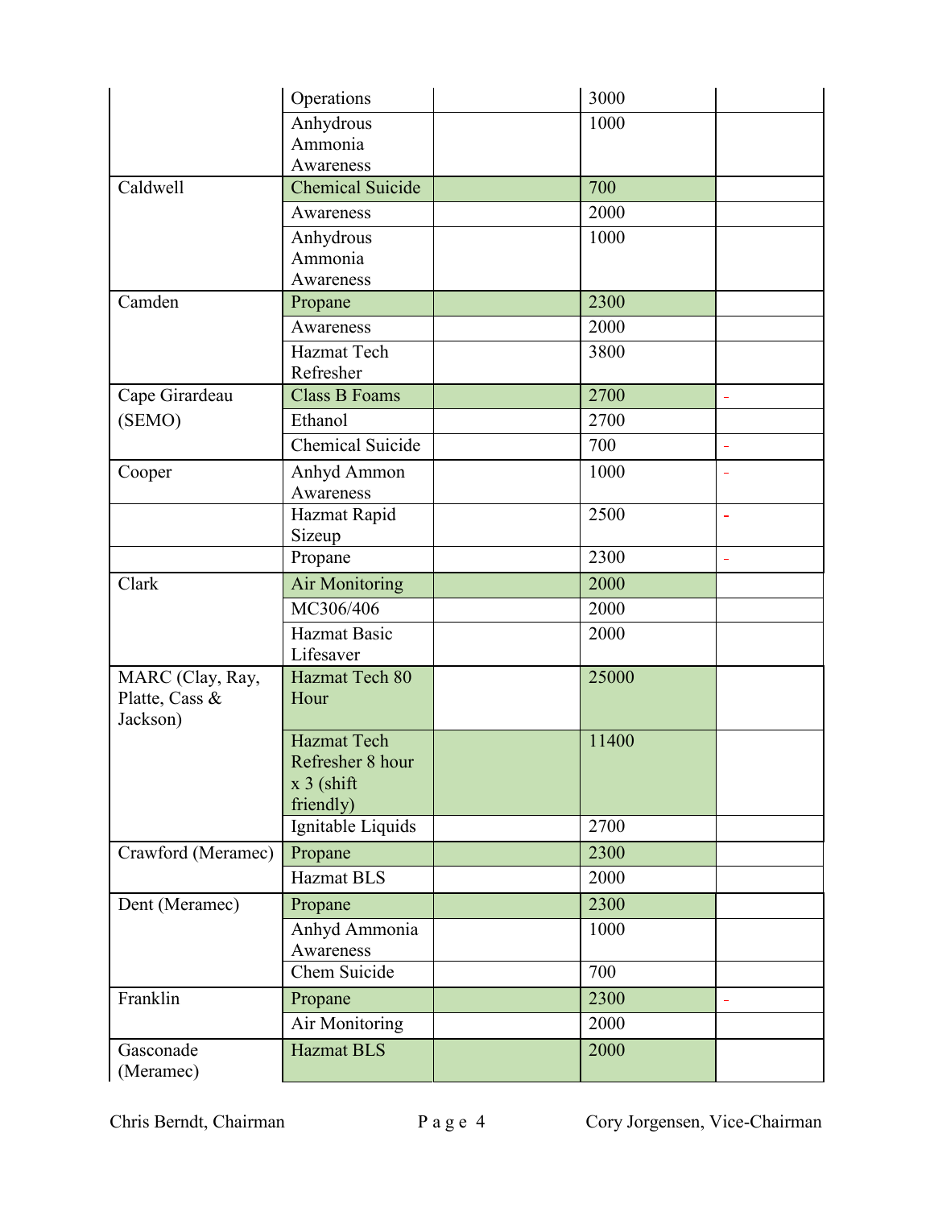| | | | | |
|---|---|---|---|---|
| | Operations | | 3000 | |
| | Anhydrous Ammonia Awareness | | 1000 | |
| Caldwell | Chemical Suicide | | 700 | |
| | Awareness | | 2000 | |
| | Anhydrous Ammonia Awareness | | 1000 | |
| Camden | Propane | | 2300 | |
| | Awareness | | 2000 | |
| | Hazmat Tech Refresher | | 3800 | |
| Cape Girardeau (SEMO) | Class B Foams | | 2700 | - |
| | Ethanol | | 2700 | |
| | Chemical Suicide | | 700 | - |
| Cooper | Anhyd Ammon Awareness | | 1000 | - |
| | Hazmat Rapid Sizeup | | 2500 | - |
| | Propane | | 2300 | - |
| Clark | Air Monitoring | | 2000 | |
| | MC306/406 | | 2000 | |
| | Hazmat Basic Lifesaver | | 2000 | |
| MARC (Clay, Ray, Platte, Cass & Jackson) | Hazmat Tech 80 Hour | | 25000 | |
| | Hazmat Tech Refresher 8 hour x 3 (shift friendly) | | 11400 | |
| | Ignitable Liquids | | 2700 | |
| Crawford (Meramec) | Propane | | 2300 | |
| | Hazmat BLS | | 2000 | |
| Dent (Meramec) | Propane | | 2300 | |
| | Anhyd Ammonia Awareness | | 1000 | |
| | Chem Suicide | | 700 | |
| Franklin | Propane | | 2300 | - |
| | Air Monitoring | | 2000 | |
| Gasconade (Meramec) | Hazmat BLS | | 2000 | |

Chris Berndt, Chairman Cory Jorgensen, Vice-Chairman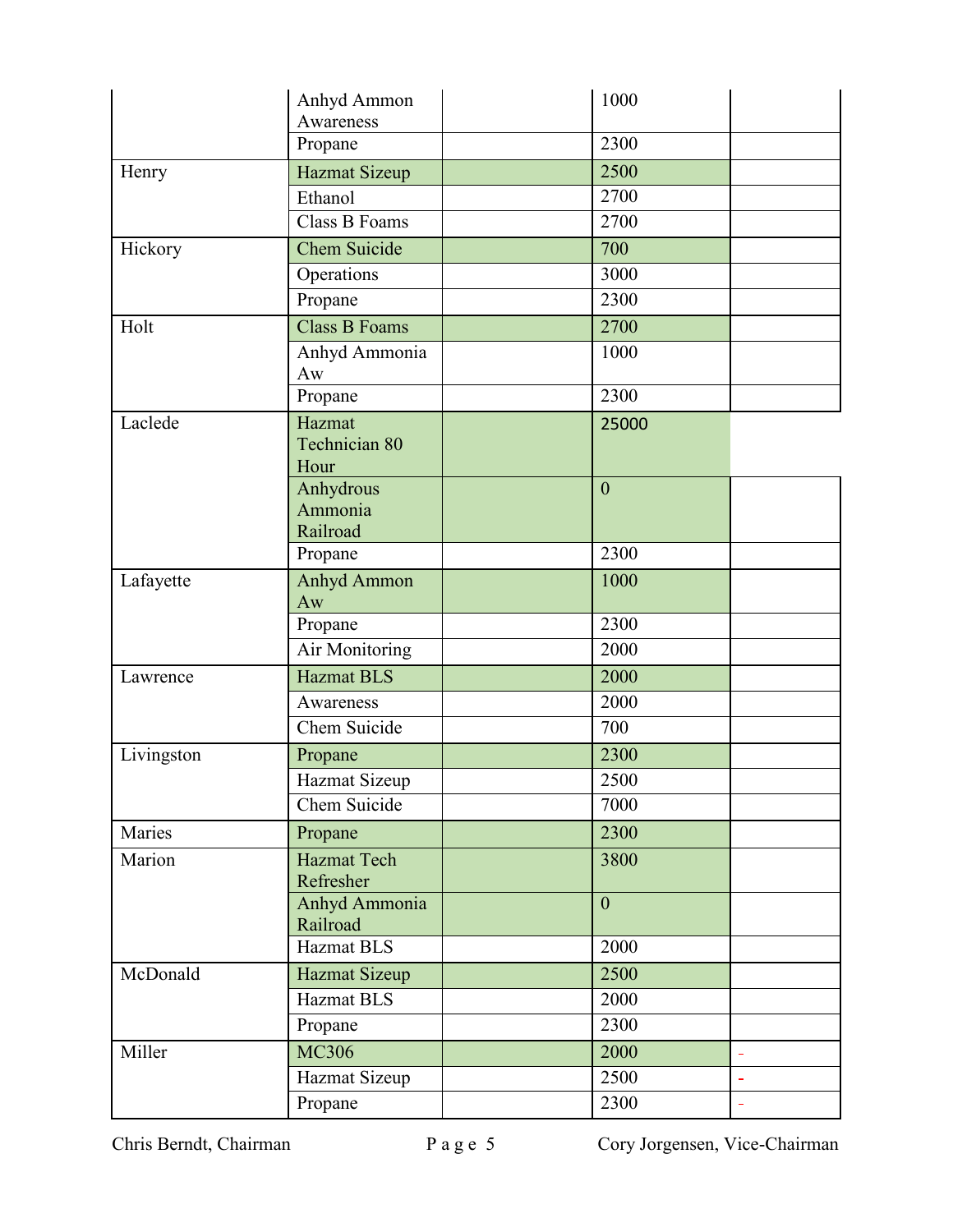| | | | | |
|---|---|---|---|---|
| | Anhyd Ammon Awareness | | 1000 | |
| | Propane | | 2300 | |
| Henry | Hazmat Sizeup | | 2500 | |
| | Ethanol | | 2700 | |
| | Class B Foams | | 2700 | |
| Hickory | Chem Suicide | | 700 | |
| | Operations | | 3000 | |
| | Propane | | 2300 | |
| Holt | Class B Foams | | 2700 | |
| | Anhyd Ammonia Aw | | 1000 | |
| | Propane | | 2300 | |
| Laclede | Hazmat Technician 80 Hour | | 25000 | |
| | Anhydrous Ammonia Railroad | | 0 | |
| | Propane | | 2300 | |
| Lafayette | Anhyd Ammon Aw | | 1000 | |
| | Propane | | 2300 | |
| | Air Monitoring | | 2000 | |
| Lawrence | Hazmat BLS | | 2000 | |
| | Awareness | | 2000 | |
| | Chem Suicide | | 700 | |
| Livingston | Propane | | 2300 | |
| | Hazmat Sizeup | | 2500 | |
| | Chem Suicide | | 7000 | |
| Maries | Propane | | 2300 | |
| Marion | Hazmat Tech Refresher | | 3800 | |
| | Anhyd Ammonia Railroad | | 0 | |
| | Hazmat BLS | | 2000 | |
| McDonald | Hazmat Sizeup | | 2500 | |
| | Hazmat BLS | | 2000 | |
| | Propane | | 2300 | |
| Miller | MC306 | | 2000 | - |
| | Hazmat Sizeup | | 2500 | - |
| | Propane | | 2300 | - |

Chris Berndt, Chairman — Cory Jorgensen, Vice-Chairman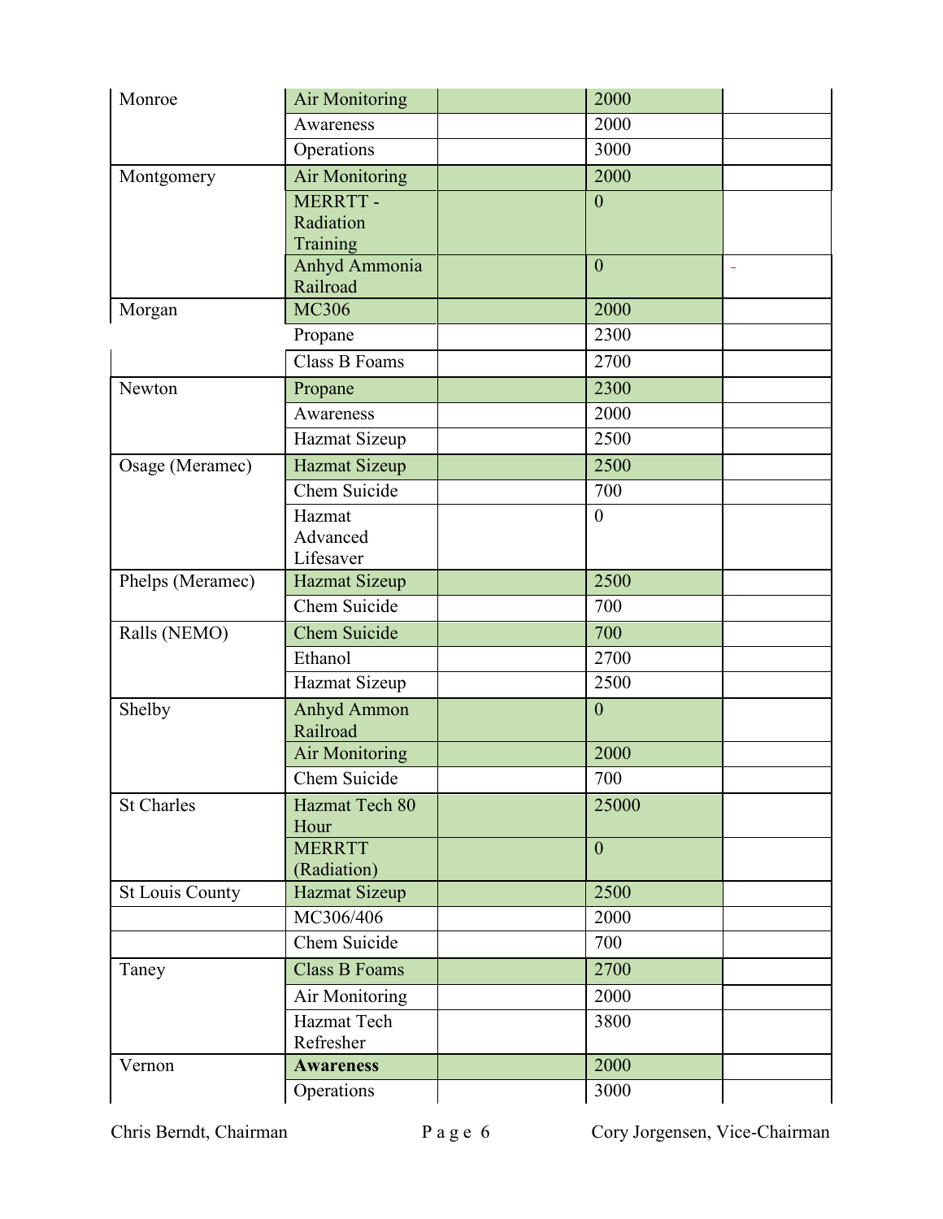| | | | | |
|---|---|---|---|---|
| Monroe | Air Monitoring | | 2000 | |
| | Awareness | | 2000 | |
| | Operations | | 3000 | |
| Montgomery | Air Monitoring | | 2000 | |
| | MERRTT - Radiation Training | | 0 | |
| | Anhyd Ammonia Railroad | | 0 | - |
| Morgan | MC306 | | 2000 | |
| | Propane | | 2300 | |
| | Class B Foams | | 2700 | |
| Newton | Propane | | 2300 | |
| | Awareness | | 2000 | |
| | Hazmat Sizeup | | 2500 | |
| Osage (Meramec) | Hazmat Sizeup | | 2500 | |
| | Chem Suicide | | 700 | |
| | Hazmat Advanced Lifesaver | | 0 | |
| Phelps (Meramec) | Hazmat Sizeup | | 2500 | |
| | Chem Suicide | | 700 | |
| Ralls (NEMO) | Chem Suicide | | 700 | |
| | Ethanol | | 2700 | |
| | Hazmat Sizeup | | 2500 | |
| Shelby | Anhyd Ammon Railroad | | 0 | |
| | Air Monitoring | | 2000 | |
| | Chem Suicide | | 700 | |
| St Charles | Hazmat Tech 80 Hour | | 25000 | |
| | MERRTT (Radiation) | | 0 | |
| St Louis County | Hazmat Sizeup | | 2500 | |
| | MC306/406 | | 2000 | |
| | Chem Suicide | | 700 | |
| Taney | Class B Foams | | 2700 | |
| | Air Monitoring | | 2000 | |
| | Hazmat Tech Refresher | | 3800 | |
| Vernon | **Awareness** | | 2000 | |
| | Operations | | 3000 | |

Chris Berndt, Chairman Cory Jorgensen, Vice-Chairman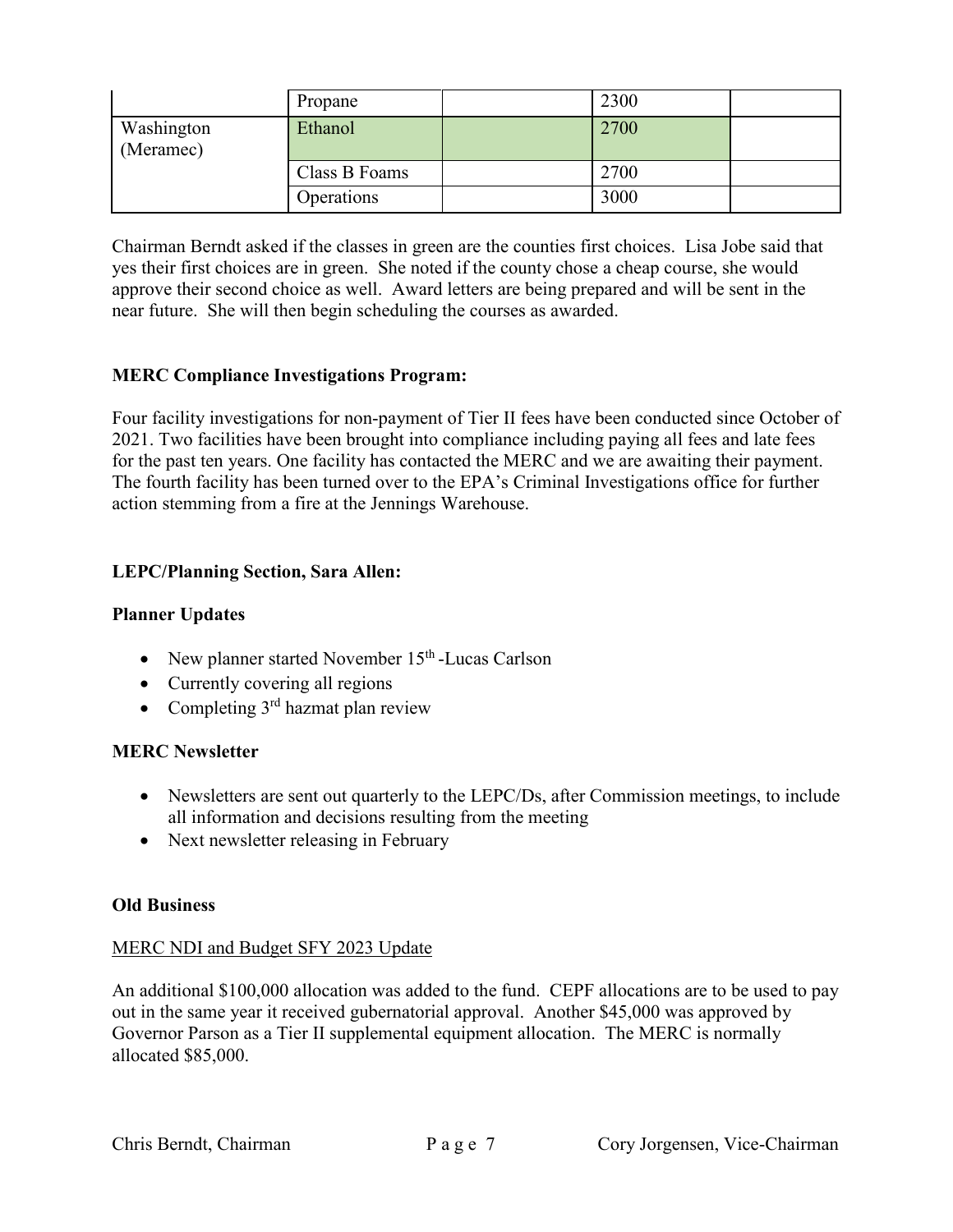| | Propane | | 2300 | |
|---|---|---|---|---|
| Washington (Meramec) | Ethanol | | 2700 | |
| | Class B Foams | | 2700 | |
| | Operations | | 3000 | |

Chairman Berndt asked if the classes in green are the counties first choices. Lisa Jobe said that yes their first choices are in green. She noted if the county chose a cheap course, she would approve their second choice as well. Award letters are being prepared and will be sent in the near future. She will then begin scheduling the courses as awarded.

**MERC Compliance Investigations Program:**

Four facility investigations for non-payment of Tier II fees have been conducted since October of 2021. Two facilities have been brought into compliance including paying all fees and late fees for the past ten years. One facility has contacted the MERC and we are awaiting their payment. The fourth facility has been turned over to the EPA's Criminal Investigations office for further action stemming from a fire at the Jennings Warehouse.

**LEPC/Planning Section, Sara Allen:**

**Planner Updates**

- New planner started November 15th -Lucas Carlson
- Currently covering all regions
- Completing 3rd hazmat plan review

**MERC Newsletter**

- Newsletters are sent out quarterly to the LEPC/Ds, after Commission meetings, to include all information and decisions resulting from the meeting
- Next newsletter releasing in February

**Old Business**

MERC NDI and Budget SFY 2023 Update

An additional $100,000 allocation was added to the fund. CEPF allocations are to be used to pay out in the same year it received gubernatorial approval. Another $45,000 was approved by Governor Parson as a Tier II supplemental equipment allocation. The MERC is normally allocated $85,000.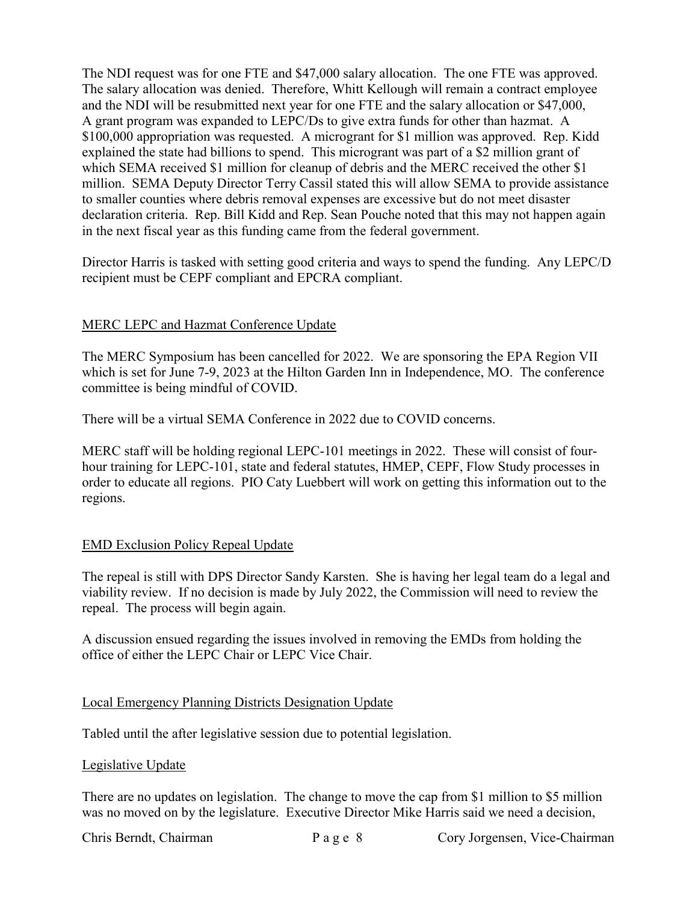The NDI request was for one FTE and $47,000 salary allocation. The one FTE was approved. The salary allocation was denied. Therefore, Whitt Kellough will remain a contract employee and the NDI will be resubmitted next year for one FTE and the salary allocation or $47,000, A grant program was expanded to LEPC/Ds to give extra funds for other than hazmat. A $100,000 appropriation was requested. A microgrant for $1 million was approved. Rep. Kidd explained the state had billions to spend. This microgrant was part of a $2 million grant of which SEMA received $1 million for cleanup of debris and the MERC received the other $1 million. SEMA Deputy Director Terry Cassil stated this will allow SEMA to provide assistance to smaller counties where debris removal expenses are excessive but do not meet disaster declaration criteria. Rep. Bill Kidd and Rep. Sean Pouche noted that this may not happen again in the next fiscal year as this funding came from the federal government.

Director Harris is tasked with setting good criteria and ways to spend the funding. Any LEPC/D recipient must be CEPF compliant and EPCRA compliant.

## MERC LEPC and Hazmat Conference Update

The MERC Symposium has been cancelled for 2022. We are sponsoring the EPA Region VII which is set for June 7-9, 2023 at the Hilton Garden Inn in Independence, MO. The conference committee is being mindful of COVID.

There will be a virtual SEMA Conference in 2022 due to COVID concerns.

MERC staff will be holding regional LEPC-101 meetings in 2022. These will consist of four-hour training for LEPC-101, state and federal statutes, HMEP, CEPF, Flow Study processes in order to educate all regions. PIO Caty Luebbert will work on getting this information out to the regions.

## EMD Exclusion Policy Repeal Update

The repeal is still with DPS Director Sandy Karsten. She is having her legal team do a legal and viability review. If no decision is made by July 2022, the Commission will need to review the repeal. The process will begin again.

A discussion ensued regarding the issues involved in removing the EMDs from holding the office of either the LEPC Chair or LEPC Vice Chair.

## Local Emergency Planning Districts Designation Update

Tabled until the after legislative session due to potential legislation.

## Legislative Update

There are no updates on legislation. The change to move the cap from $1 million to $5 million was no moved on by the legislature. Executive Director Mike Harris said we need a decision,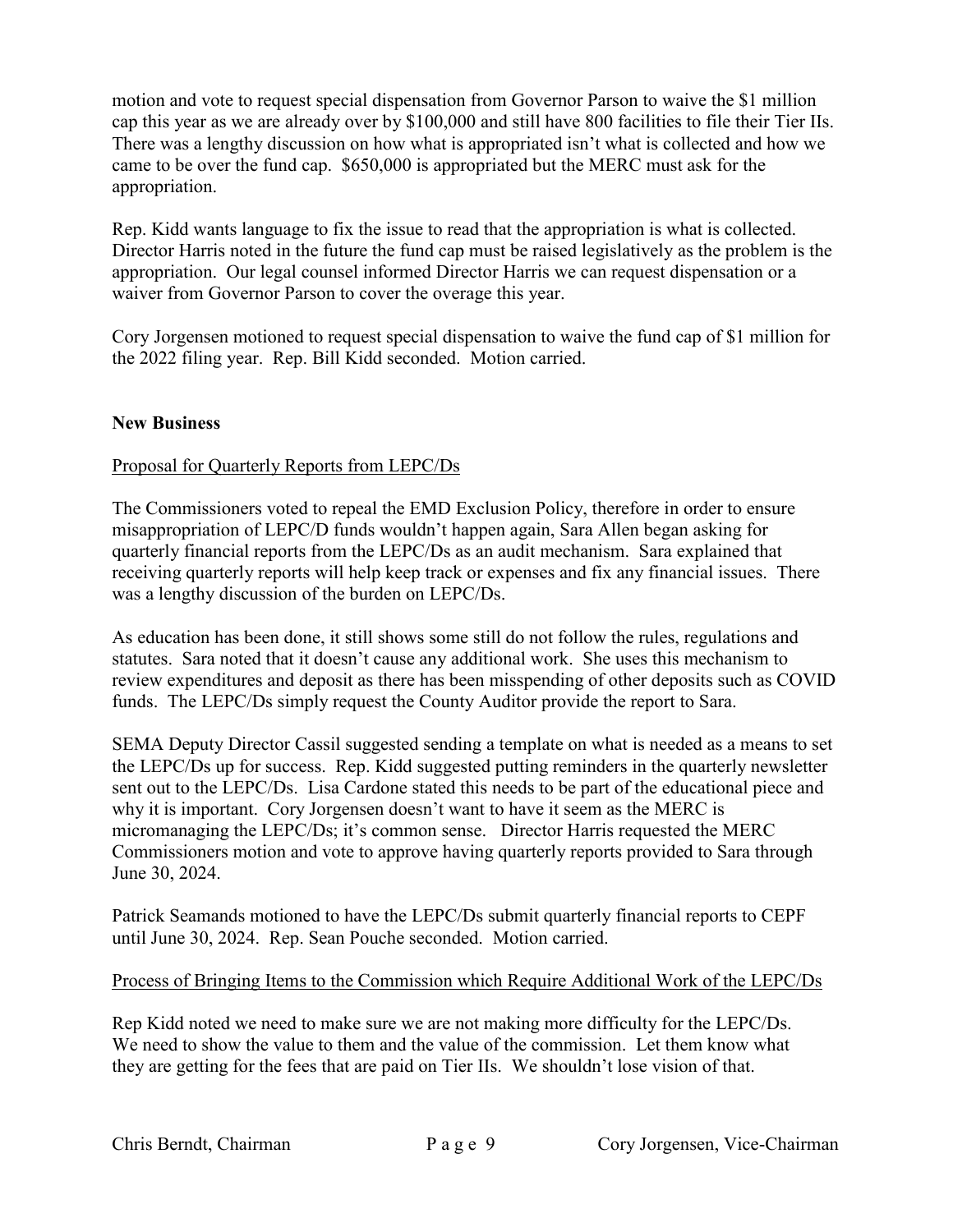motion and vote to request special dispensation from Governor Parson to waive the $1 million cap this year as we are already over by $100,000 and still have 800 facilities to file their Tier IIs. There was a lengthy discussion on how what is appropriated isn't what is collected and how we came to be over the fund cap. $650,000 is appropriated but the MERC must ask for the appropriation.

Rep. Kidd wants language to fix the issue to read that the appropriation is what is collected. Director Harris noted in the future the fund cap must be raised legislatively as the problem is the appropriation. Our legal counsel informed Director Harris we can request dispensation or a waiver from Governor Parson to cover the overage this year.

Cory Jorgensen motioned to request special dispensation to waive the fund cap of $1 million for the 2022 filing year. Rep. Bill Kidd seconded. Motion carried.

**New Business**

<u>Proposal for Quarterly Reports from LEPC/Ds</u>

The Commissioners voted to repeal the EMD Exclusion Policy, therefore in order to ensure misappropriation of LEPC/D funds wouldn't happen again, Sara Allen began asking for quarterly financial reports from the LEPC/Ds as an audit mechanism. Sara explained that receiving quarterly reports will help keep track or expenses and fix any financial issues. There was a lengthy discussion of the burden on LEPC/Ds.

As education has been done, it still shows some still do not follow the rules, regulations and statutes. Sara noted that it doesn't cause any additional work. She uses this mechanism to review expenditures and deposit as there has been misspending of other deposits such as COVID funds. The LEPC/Ds simply request the County Auditor provide the report to Sara.

SEMA Deputy Director Cassil suggested sending a template on what is needed as a means to set the LEPC/Ds up for success. Rep. Kidd suggested putting reminders in the quarterly newsletter sent out to the LEPC/Ds. Lisa Cardone stated this needs to be part of the educational piece and why it is important. Cory Jorgensen doesn't want to have it seem as the MERC is micromanaging the LEPC/Ds; it's common sense. Director Harris requested the MERC Commissioners motion and vote to approve having quarterly reports provided to Sara through June 30, 2024.

Patrick Seamands motioned to have the LEPC/Ds submit quarterly financial reports to CEPF until June 30, 2024. Rep. Sean Pouche seconded. Motion carried.

<u>Process of Bringing Items to the Commission which Require Additional Work of the LEPC/Ds</u>

Rep Kidd noted we need to make sure we are not making more difficulty for the LEPC/Ds. We need to show the value to them and the value of the commission. Let them know what they are getting for the fees that are paid on Tier IIs. We shouldn't lose vision of that.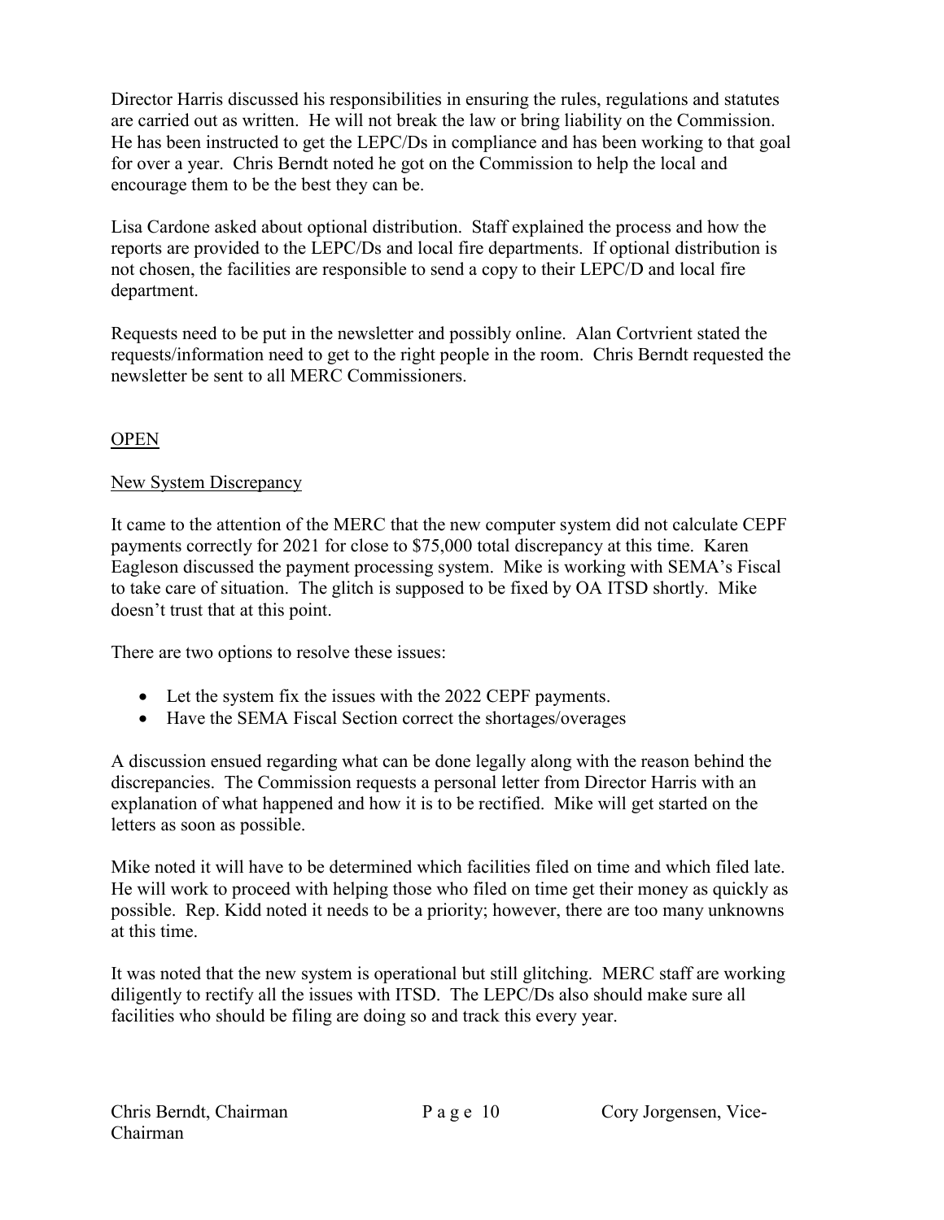Director Harris discussed his responsibilities in ensuring the rules, regulations and statutes are carried out as written. He will not break the law or bring liability on the Commission. He has been instructed to get the LEPC/Ds in compliance and has been working to that goal for over a year. Chris Berndt noted he got on the Commission to help the local and encourage them to be the best they can be.

Lisa Cardone asked about optional distribution. Staff explained the process and how the reports are provided to the LEPC/Ds and local fire departments. If optional distribution is not chosen, the facilities are responsible to send a copy to their LEPC/D and local fire department.

Requests need to be put in the newsletter and possibly online. Alan Cortvrient stated the requests/information need to get to the right people in the room. Chris Berndt requested the newsletter be sent to all MERC Commissioners.

## OPEN

### New System Discrepancy

It came to the attention of the MERC that the new computer system did not calculate CEPF payments correctly for 2021 for close to $75,000 total discrepancy at this time. Karen Eagleson discussed the payment processing system. Mike is working with SEMA's Fiscal to take care of situation. The glitch is supposed to be fixed by OA ITSD shortly. Mike doesn't trust that at this point.

There are two options to resolve these issues:

- Let the system fix the issues with the 2022 CEPF payments.
- Have the SEMA Fiscal Section correct the shortages/overages

A discussion ensued regarding what can be done legally along with the reason behind the discrepancies. The Commission requests a personal letter from Director Harris with an explanation of what happened and how it is to be rectified. Mike will get started on the letters as soon as possible.

Mike noted it will have to be determined which facilities filed on time and which filed late. He will work to proceed with helping those who filed on time get their money as quickly as possible. Rep. Kidd noted it needs to be a priority; however, there are too many unknowns at this time.

It was noted that the new system is operational but still glitching. MERC staff are working diligently to rectify all the issues with ITSD. The LEPC/Ds also should make sure all facilities who should be filing are doing so and track this every year.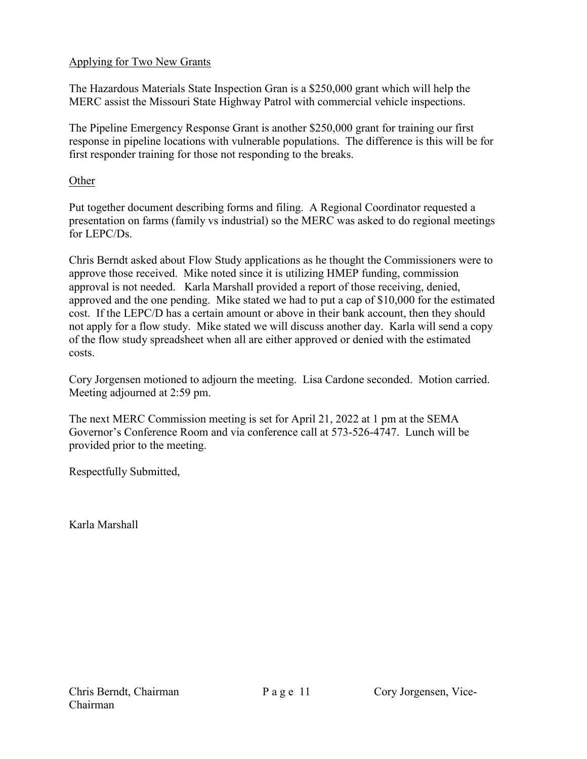Applying for Two New Grants

The Hazardous Materials State Inspection Gran is a $250,000 grant which will help the MERC assist the Missouri State Highway Patrol with commercial vehicle inspections.

The Pipeline Emergency Response Grant is another $250,000 grant for training our first response in pipeline locations with vulnerable populations. The difference is this will be for first responder training for those not responding to the breaks.

Other

Put together document describing forms and filing. A Regional Coordinator requested a presentation on farms (family vs industrial) so the MERC was asked to do regional meetings for LEPC/Ds.

Chris Berndt asked about Flow Study applications as he thought the Commissioners were to approve those received. Mike noted since it is utilizing HMEP funding, commission approval is not needed. Karla Marshall provided a report of those receiving, denied, approved and the one pending. Mike stated we had to put a cap of $10,000 for the estimated cost. If the LEPC/D has a certain amount or above in their bank account, then they should not apply for a flow study. Mike stated we will discuss another day. Karla will send a copy of the flow study spreadsheet when all are either approved or denied with the estimated costs.

Cory Jorgensen motioned to adjourn the meeting. Lisa Cardone seconded. Motion carried. Meeting adjourned at 2:59 pm.

The next MERC Commission meeting is set for April 21, 2022 at 1 pm at the SEMA Governor's Conference Room and via conference call at 573-526-4747. Lunch will be provided prior to the meeting.

Respectfully Submitted,

Karla Marshall